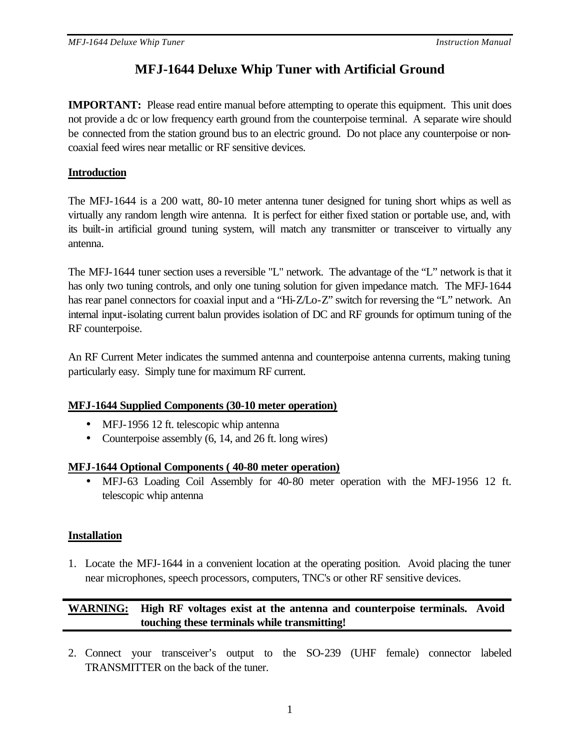# MFJ-1644 Deluxe Whip Tuner with Artificial Ground

**IMPORTANT:** Please read entire manual before attempting to operate this equipment. This unit does not provide a dc or low frequency earth ground from the counterpoise terminal. A separate wire should be connected from the station ground bus to an electric ground. Do not place any counterpoise or non-coaxial feed wires near metallic or RF sensitive devices.

## Introduction

The MFJ-1644 is a 200 watt, 80-10 meter antenna tuner designed for tuning short whips as well as virtually any random length wire antenna. It is perfect for either fixed station or portable use, and, with its built-in artificial ground tuning system, will match any transmitter or transceiver to virtually any antenna.

The MFJ-1644 tuner section uses a reversible "L" network. The advantage of the "L" network is that it has only two tuning controls, and only one tuning solution for given impedance match. The MFJ-1644 has rear panel connectors for coaxial input and a "Hi-Z/Lo-Z" switch for reversing the "L" network. An internal input-isolating current balun provides isolation of DC and RF grounds for optimum tuning of the RF counterpoise.

An RF Current Meter indicates the summed antenna and counterpoise antenna currents, making tuning particularly easy. Simply tune for maximum RF current.

## MFJ-1644 Supplied Components (30-10 meter operation)

- MFJ-1956 12 ft. telescopic whip antenna
- Counterpoise assembly (6, 14, and 26 ft. long wires)

## MFJ-1644 Optional Components ( 40-80 meter operation)

- MFJ-63 Loading Coil Assembly for 40-80 meter operation with the MFJ-1956 12 ft. telescopic whip antenna

## Installation

1. Locate the MFJ-1644 in a convenient location at the operating position. Avoid placing the tuner near microphones, speech processors, computers, TNC's or other RF sensitive devices.

**WARNING: High RF voltages exist at the antenna and counterpoise terminals. Avoid touching these terminals while transmitting!**

2. Connect your transceiver's output to the SO-239 (UHF female) connector labeled TRANSMITTER on the back of the tuner.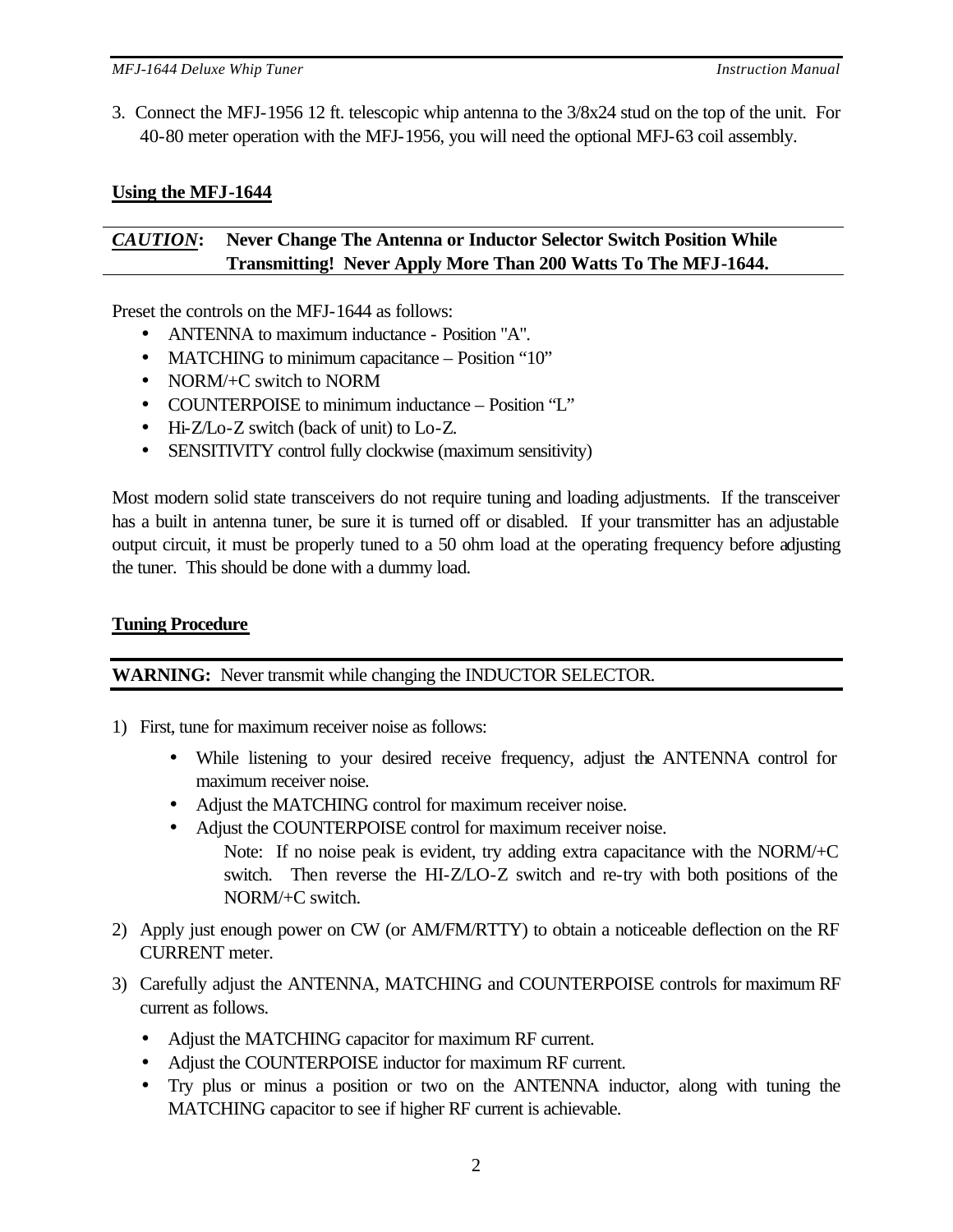3. Connect the MFJ-1956 12 ft. telescopic whip antenna to the 3/8x24 stud on the top of the unit. For 40-80 meter operation with the MFJ-1956, you will need the optional MFJ-63 coil assembly.

## Using the MFJ-1644

***CAUTION*: Never Change The Antenna or Inductor Selector Switch Position While Transmitting! Never Apply More Than 200 Watts To The MFJ-1644.**

Preset the controls on the MFJ-1644 as follows:

- ANTENNA to maximum inductance - Position "A".
- MATCHING to minimum capacitance – Position "10"
- NORM/+C switch to NORM
- COUNTERPOISE to minimum inductance – Position "L"
- Hi-Z/Lo-Z switch (back of unit) to Lo-Z.
- SENSITIVITY control fully clockwise (maximum sensitivity)

Most modern solid state transceivers do not require tuning and loading adjustments. If the transceiver has a built in antenna tuner, be sure it is turned off or disabled. If your transmitter has an adjustable output circuit, it must be properly tuned to a 50 ohm load at the operating frequency before adjusting the tuner. This should be done with a dummy load.

## Tuning Procedure

**WARNING:** Never transmit while changing the INDUCTOR SELECTOR.

1) First, tune for maximum receiver noise as follows:
   - While listening to your desired receive frequency, adjust the ANTENNA control for maximum receiver noise.
   - Adjust the MATCHING control for maximum receiver noise.
   - Adjust the COUNTERPOISE control for maximum receiver noise.

     Note: If no noise peak is evident, try adding extra capacitance with the NORM/+C switch. Then reverse the HI-Z/LO-Z switch and re-try with both positions of the NORM/+C switch.

2) Apply just enough power on CW (or AM/FM/RTTY) to obtain a noticeable deflection on the RF CURRENT meter.

3) Carefully adjust the ANTENNA, MATCHING and COUNTERPOISE controls for maximum RF current as follows.
   - Adjust the MATCHING capacitor for maximum RF current.
   - Adjust the COUNTERPOISE inductor for maximum RF current.
   - Try plus or minus a position or two on the ANTENNA inductor, along with tuning the MATCHING capacitor to see if higher RF current is achievable.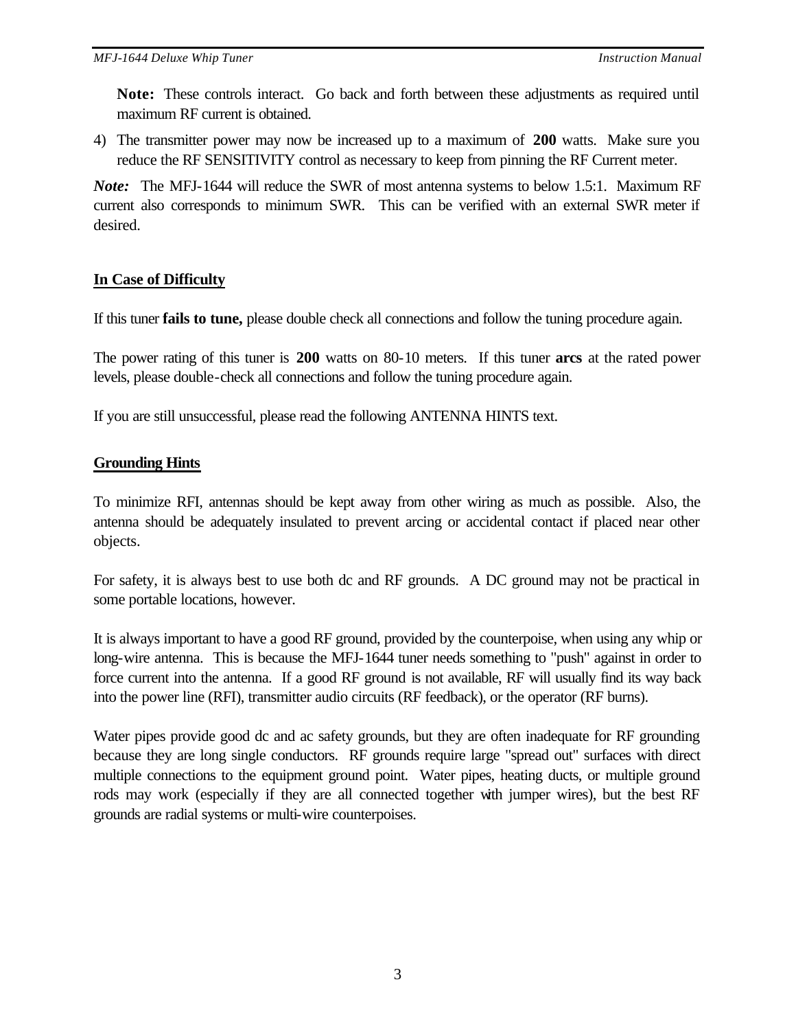**Note:** These controls interact. Go back and forth between these adjustments as required until maximum RF current is obtained.

4) The transmitter power may now be increased up to a maximum of **200** watts. Make sure you reduce the RF SENSITIVITY control as necessary to keep from pinning the RF Current meter.

***Note:*** The MFJ-1644 will reduce the SWR of most antenna systems to below 1.5:1. Maximum RF current also corresponds to minimum SWR. This can be verified with an external SWR meter if desired.

## In Case of Difficulty

If this tuner **fails to tune,** please double check all connections and follow the tuning procedure again.

The power rating of this tuner is **200** watts on 80-10 meters. If this tuner **arcs** at the rated power levels, please double-check all connections and follow the tuning procedure again.

If you are still unsuccessful, please read the following ANTENNA HINTS text.

## Grounding Hints

To minimize RFI, antennas should be kept away from other wiring as much as possible. Also, the antenna should be adequately insulated to prevent arcing or accidental contact if placed near other objects.

For safety, it is always best to use both dc and RF grounds. A DC ground may not be practical in some portable locations, however.

It is always important to have a good RF ground, provided by the counterpoise, when using any whip or long-wire antenna. This is because the MFJ-1644 tuner needs something to "push" against in order to force current into the antenna. If a good RF ground is not available, RF will usually find its way back into the power line (RFI), transmitter audio circuits (RF feedback), or the operator (RF burns).

Water pipes provide good dc and ac safety grounds, but they are often inadequate for RF grounding because they are long single conductors. RF grounds require large "spread out" surfaces with direct multiple connections to the equipment ground point. Water pipes, heating ducts, or multiple ground rods may work (especially if they are all connected together with jumper wires), but the best RF grounds are radial systems or multi-wire counterpoises.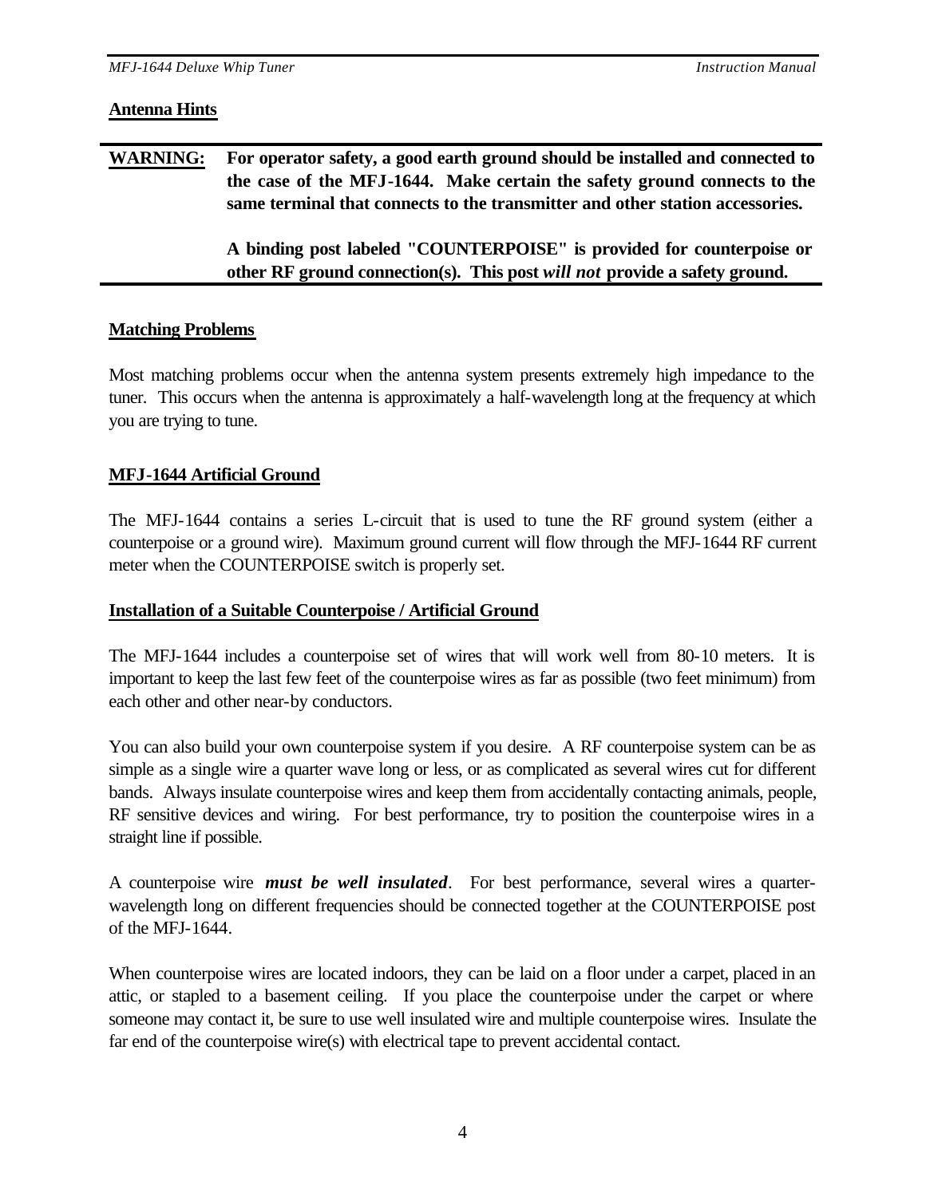## Antenna Hints

**WARNING: For operator safety, a good earth ground should be installed and connected to the case of the MFJ-1644. Make certain the safety ground connects to the same terminal that connects to the transmitter and other station accessories.**

**A binding post labeled "COUNTERPOISE" is provided for counterpoise or other RF ground connection(s). This post *will not* provide a safety ground.**

## Matching Problems

Most matching problems occur when the antenna system presents extremely high impedance to the tuner. This occurs when the antenna is approximately a half-wavelength long at the frequency at which you are trying to tune.

## MFJ-1644 Artificial Ground

The MFJ-1644 contains a series L-circuit that is used to tune the RF ground system (either a counterpoise or a ground wire). Maximum ground current will flow through the MFJ-1644 RF current meter when the COUNTERPOISE switch is properly set.

## Installation of a Suitable Counterpoise / Artificial Ground

The MFJ-1644 includes a counterpoise set of wires that will work well from 80-10 meters. It is important to keep the last few feet of the counterpoise wires as far as possible (two feet minimum) from each other and other near-by conductors.

You can also build your own counterpoise system if you desire. A RF counterpoise system can be as simple as a single wire a quarter wave long or less, or as complicated as several wires cut for different bands. Always insulate counterpoise wires and keep them from accidentally contacting animals, people, RF sensitive devices and wiring. For best performance, try to position the counterpoise wires in a straight line if possible.

A counterpoise wire ***must be well insulated***. For best performance, several wires a quarter-wavelength long on different frequencies should be connected together at the COUNTERPOISE post of the MFJ-1644.

When counterpoise wires are located indoors, they can be laid on a floor under a carpet, placed in an attic, or stapled to a basement ceiling. If you place the counterpoise under the carpet or where someone may contact it, be sure to use well insulated wire and multiple counterpoise wires. Insulate the far end of the counterpoise wire(s) with electrical tape to prevent accidental contact.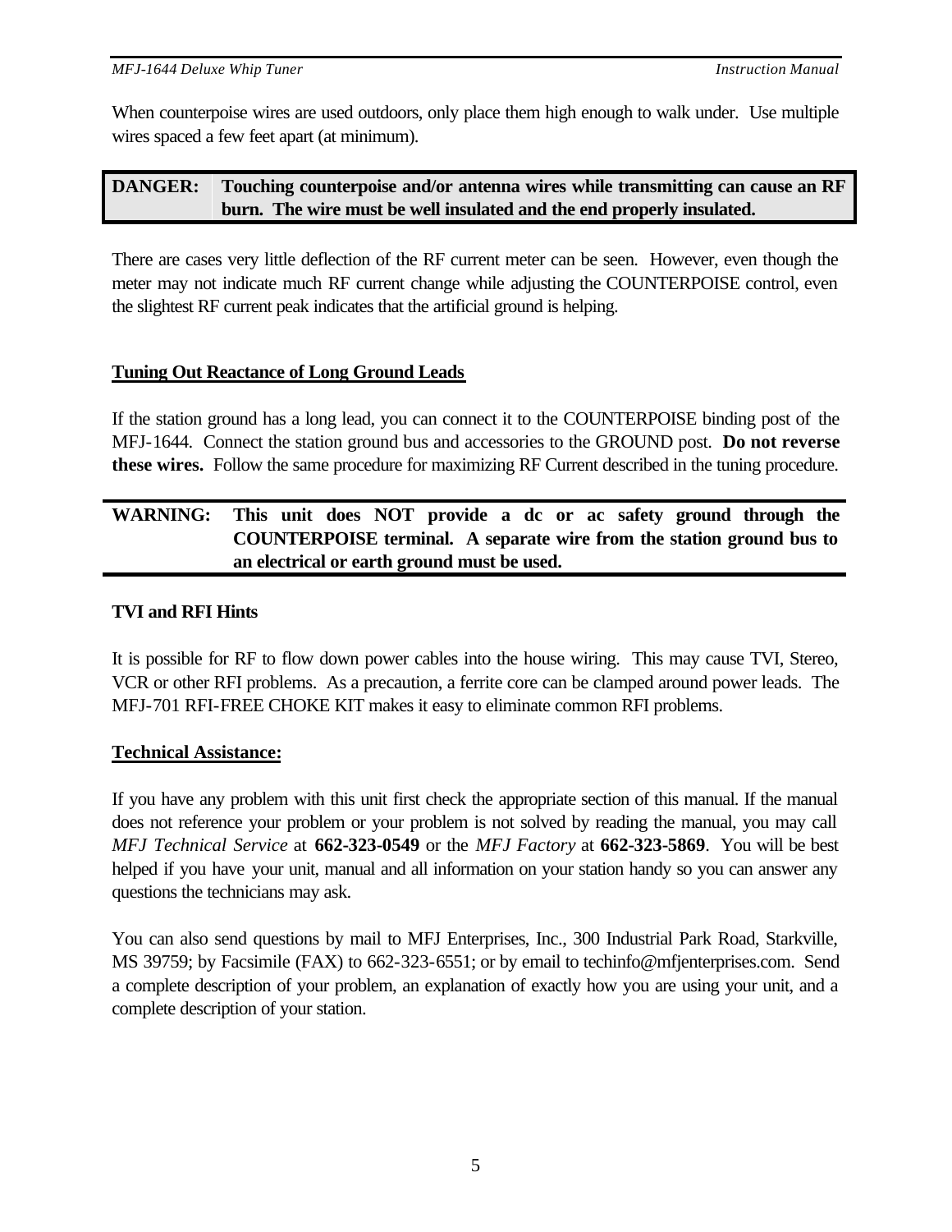When counterpoise wires are used outdoors, only place them high enough to walk under. Use multiple wires spaced a few feet apart (at minimum).

| **DANGER:** | **Touching counterpoise and/or antenna wires while transmitting can cause an RF burn. The wire must be well insulated and the end properly insulated.** |
|---|---|

There are cases very little deflection of the RF current meter can be seen. However, even though the meter may not indicate much RF current change while adjusting the COUNTERPOISE control, even the slightest RF current peak indicates that the artificial ground is helping.

## Tuning Out Reactance of Long Ground Leads

If the station ground has a long lead, you can connect it to the COUNTERPOISE binding post of the MFJ-1644. Connect the station ground bus and accessories to the GROUND post. **Do not reverse these wires.** Follow the same procedure for maximizing RF Current described in the tuning procedure.

| **WARNING:** | **This unit does NOT provide a dc or ac safety ground through the COUNTERPOISE terminal. A separate wire from the station ground bus to an electrical or earth ground must be used.** |
|---|---|

### TVI and RFI Hints

It is possible for RF to flow down power cables into the house wiring. This may cause TVI, Stereo, VCR or other RFI problems. As a precaution, a ferrite core can be clamped around power leads. The MFJ-701 RFI-FREE CHOKE KIT makes it easy to eliminate common RFI problems.

## Technical Assistance:

If you have any problem with this unit first check the appropriate section of this manual. If the manual does not reference your problem or your problem is not solved by reading the manual, you may call *MFJ Technical Service* at **662-323-0549** or the *MFJ Factory* at **662-323-5869**. You will be best helped if you have your unit, manual and all information on your station handy so you can answer any questions the technicians may ask.

You can also send questions by mail to MFJ Enterprises, Inc., 300 Industrial Park Road, Starkville, MS 39759; by Facsimile (FAX) to 662-323-6551; or by email to techinfo@mfjenterprises.com. Send a complete description of your problem, an explanation of exactly how you are using your unit, and a complete description of your station.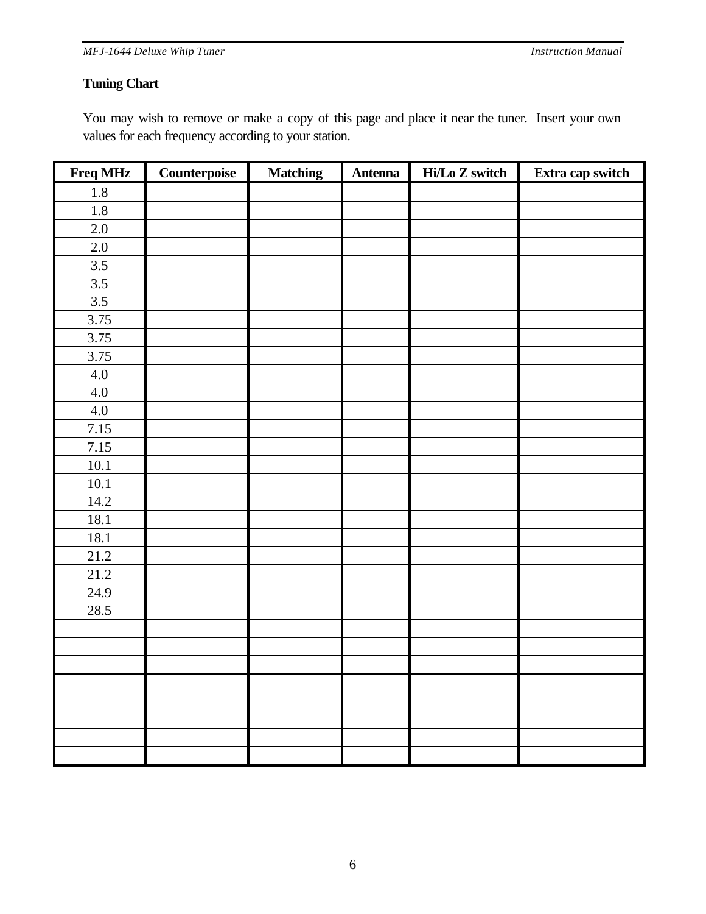## Tuning Chart

You may wish to remove or make a copy of this page and place it near the tuner. Insert your own values for each frequency according to your station.

| Freq MHz | Counterpoise | Matching | Antenna | Hi/Lo Z switch | Extra cap switch |
|---|---|---|---|---|---|
| 1.8 | | | | | |
| 1.8 | | | | | |
| 2.0 | | | | | |
| 2.0 | | | | | |
| 3.5 | | | | | |
| 3.5 | | | | | |
| 3.5 | | | | | |
| 3.75 | | | | | |
| 3.75 | | | | | |
| 3.75 | | | | | |
| 4.0 | | | | | |
| 4.0 | | | | | |
| 4.0 | | | | | |
| 7.15 | | | | | |
| 7.15 | | | | | |
| 10.1 | | | | | |
| 10.1 | | | | | |
| 14.2 | | | | | |
| 18.1 | | | | | |
| 18.1 | | | | | |
| 21.2 | | | | | |
| 21.2 | | | | | |
| 24.9 | | | | | |
| 28.5 | | | | | |
| | | | | | |
| | | | | | |
| | | | | | |
| | | | | | |
| | | | | | |
| | | | | | |
| | | | | | |
| | | | | | |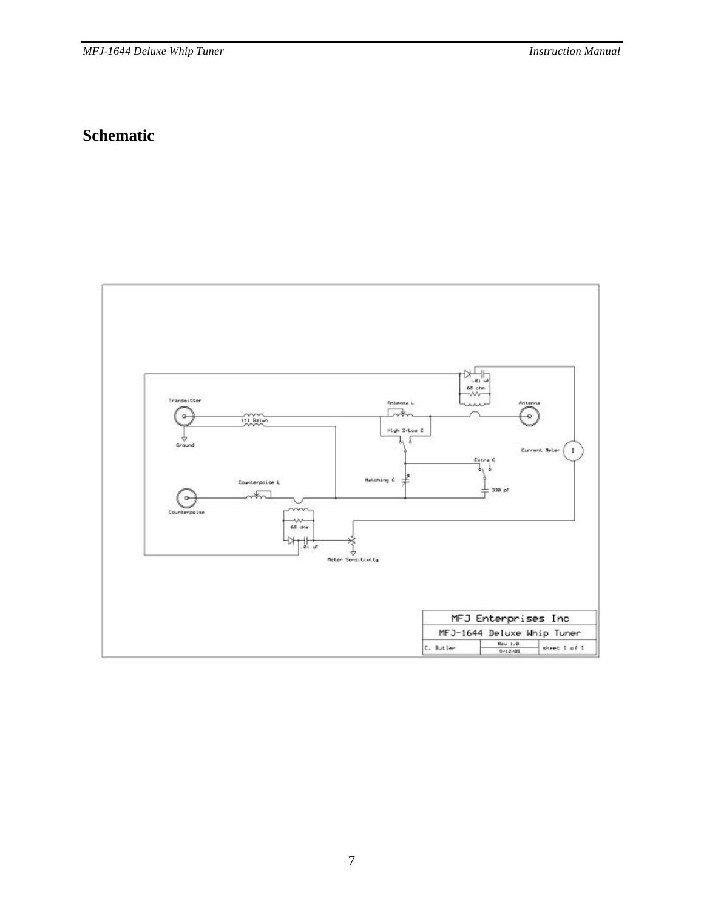## Schematic

Transmitter

Ground

1:1 Balun

Antenna L

High Z/Low Z

Antenna

.01 uF

68 ohm

Current Meter

Extra C

Matching C

330 pF

Counterpoise L

Counterpoise

68 ohm

.01 uF

Meter Sensitivity

MFJ Enterprises Inc

MFJ-1644 Deluxe Whip Tuner

C. Butler

Rev 1.0

6/12/05

sheet 1 of 1